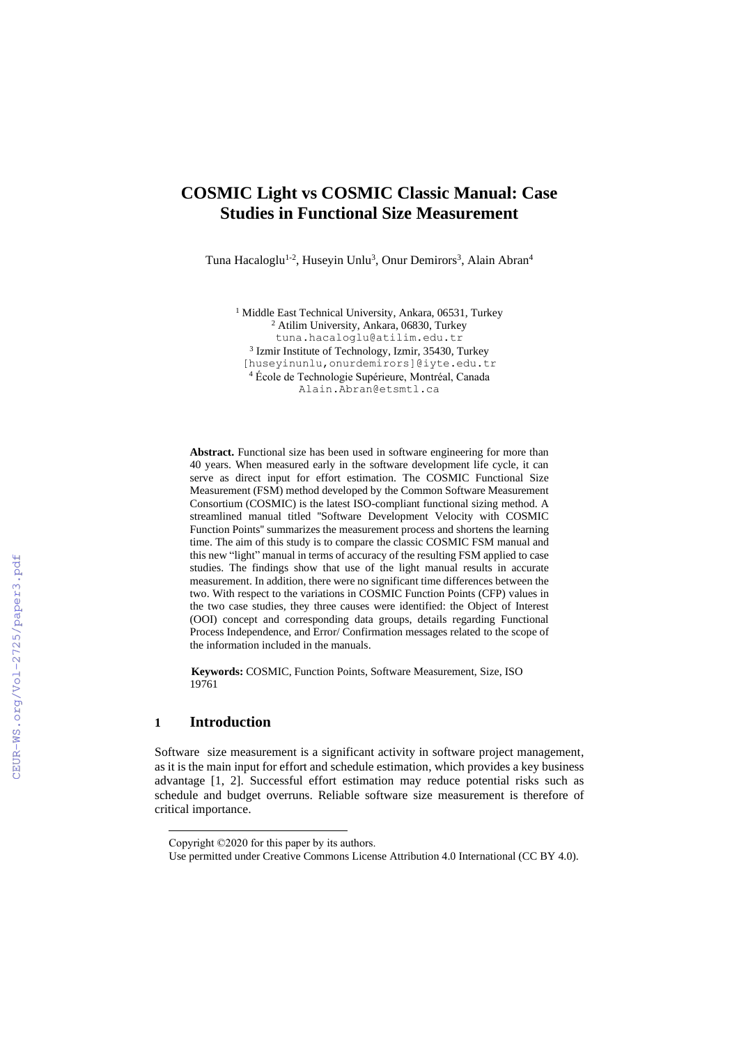# COSMIC Light vs COSMIC Classic Manual: Case Studies in Functional Size Measurement

Tuna Hacaloglu[1-2], Huseyin Unlu[3], Onur Demirors[3], Alain Abran[4]

[1] Middle East Technical University, Ankara, 06531, Turkey
[2] Atilim University, Ankara, 06830, Turkey
tuna.hacaloglu@atilim.edu.tr
[3] Izmir Institute of Technology, Izmir, 35430, Turkey
[huseyinunlu,onurdemirors]@iyte.edu.tr
[4] École de Technologie Supérieure, Montréal, Canada
Alain.Abran@etsmtl.ca

**Abstract.** Functional size has been used in software engineering for more than 40 years. When measured early in the software development life cycle, it can serve as direct input for effort estimation. The COSMIC Functional Size Measurement (FSM) method developed by the Common Software Measurement Consortium (COSMIC) is the latest ISO-compliant functional sizing method. A streamlined manual titled "Software Development Velocity with COSMIC Function Points" summarizes the measurement process and shortens the learning time. The aim of this study is to compare the classic COSMIC FSM manual and this new "light" manual in terms of accuracy of the resulting FSM applied to case studies. The findings show that use of the light manual results in accurate measurement. In addition, there were no significant time differences between the two. With respect to the variations in COSMIC Function Points (CFP) values in the two case studies, they three causes were identified: the Object of Interest (OOI) concept and corresponding data groups, details regarding Functional Process Independence, and Error/ Confirmation messages related to the scope of the information included in the manuals.

**Keywords:** COSMIC, Function Points, Software Measurement, Size, ISO 19761

## 1 Introduction

Software size measurement is a significant activity in software project management, as it is the main input for effort and schedule estimation, which provides a key business advantage [1, 2]. Successful effort estimation may reduce potential risks such as schedule and budget overruns. Reliable software size measurement is therefore of critical importance.

Copyright ©2020 for this paper by its authors.
Use permitted under Creative Commons License Attribution 4.0 International (CC BY 4.0).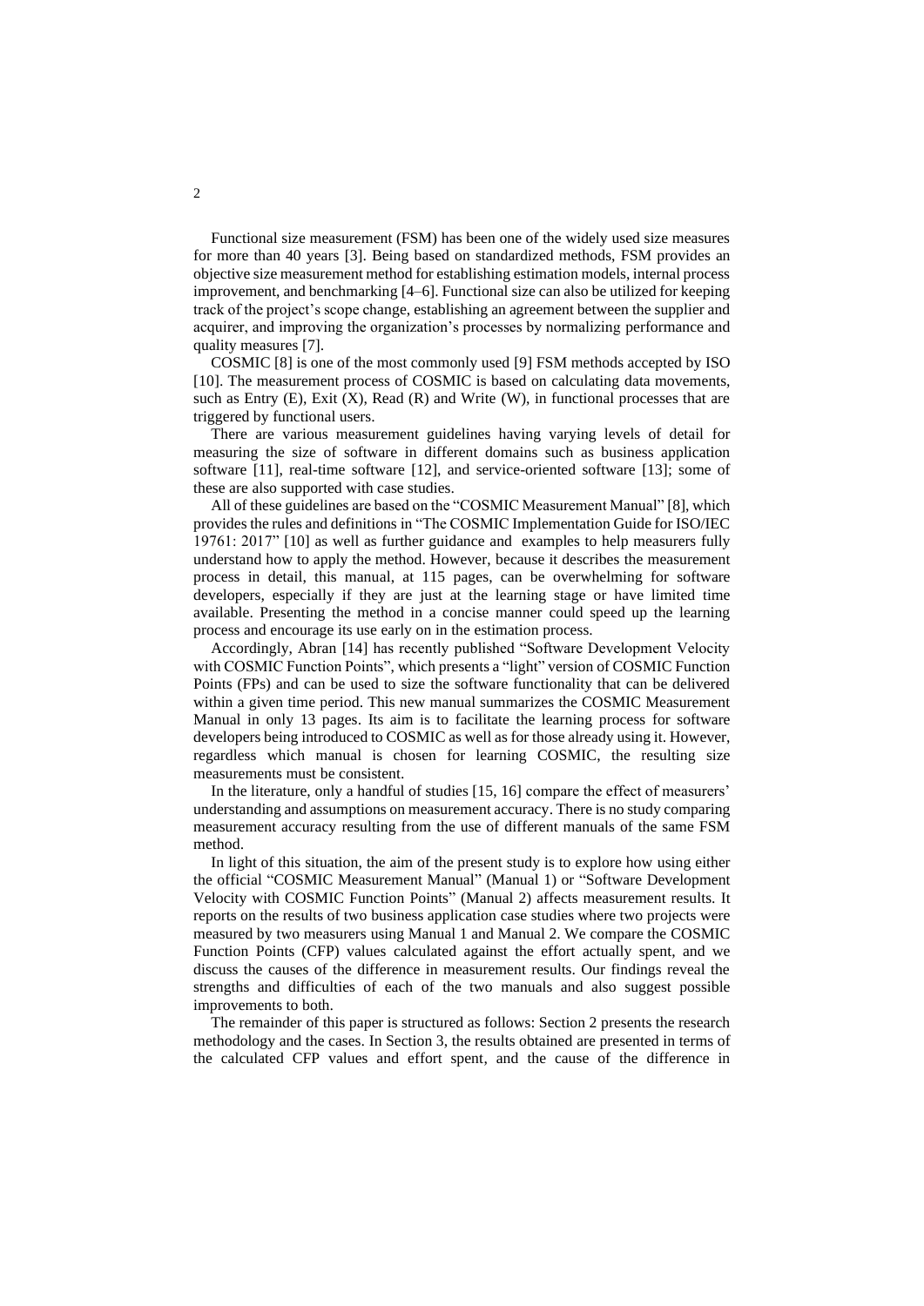Functional size measurement (FSM) has been one of the widely used size measures for more than 40 years [3]. Being based on standardized methods, FSM provides an objective size measurement method for establishing estimation models, internal process improvement, and benchmarking [4–6]. Functional size can also be utilized for keeping track of the project's scope change, establishing an agreement between the supplier and acquirer, and improving the organization's processes by normalizing performance and quality measures [7].

COSMIC [8] is one of the most commonly used [9] FSM methods accepted by ISO [10]. The measurement process of COSMIC is based on calculating data movements, such as Entry (E), Exit (X), Read (R) and Write (W), in functional processes that are triggered by functional users.

There are various measurement guidelines having varying levels of detail for measuring the size of software in different domains such as business application software [11], real-time software [12], and service-oriented software [13]; some of these are also supported with case studies.

All of these guidelines are based on the "COSMIC Measurement Manual" [8], which provides the rules and definitions in "The COSMIC Implementation Guide for ISO/IEC 19761: 2017" [10] as well as further guidance and examples to help measurers fully understand how to apply the method. However, because it describes the measurement process in detail, this manual, at 115 pages, can be overwhelming for software developers, especially if they are just at the learning stage or have limited time available. Presenting the method in a concise manner could speed up the learning process and encourage its use early on in the estimation process.

Accordingly, Abran [14] has recently published "Software Development Velocity with COSMIC Function Points", which presents a "light" version of COSMIC Function Points (FPs) and can be used to size the software functionality that can be delivered within a given time period. This new manual summarizes the COSMIC Measurement Manual in only 13 pages. Its aim is to facilitate the learning process for software developers being introduced to COSMIC as well as for those already using it. However, regardless which manual is chosen for learning COSMIC, the resulting size measurements must be consistent.

In the literature, only a handful of studies [15, 16] compare the effect of measurers' understanding and assumptions on measurement accuracy. There is no study comparing measurement accuracy resulting from the use of different manuals of the same FSM method.

In light of this situation, the aim of the present study is to explore how using either the official "COSMIC Measurement Manual" (Manual 1) or "Software Development Velocity with COSMIC Function Points" (Manual 2) affects measurement results. It reports on the results of two business application case studies where two projects were measured by two measurers using Manual 1 and Manual 2. We compare the COSMIC Function Points (CFP) values calculated against the effort actually spent, and we discuss the causes of the difference in measurement results. Our findings reveal the strengths and difficulties of each of the two manuals and also suggest possible improvements to both.

The remainder of this paper is structured as follows: Section 2 presents the research methodology and the cases. In Section 3, the results obtained are presented in terms of the calculated CFP values and effort spent, and the cause of the difference in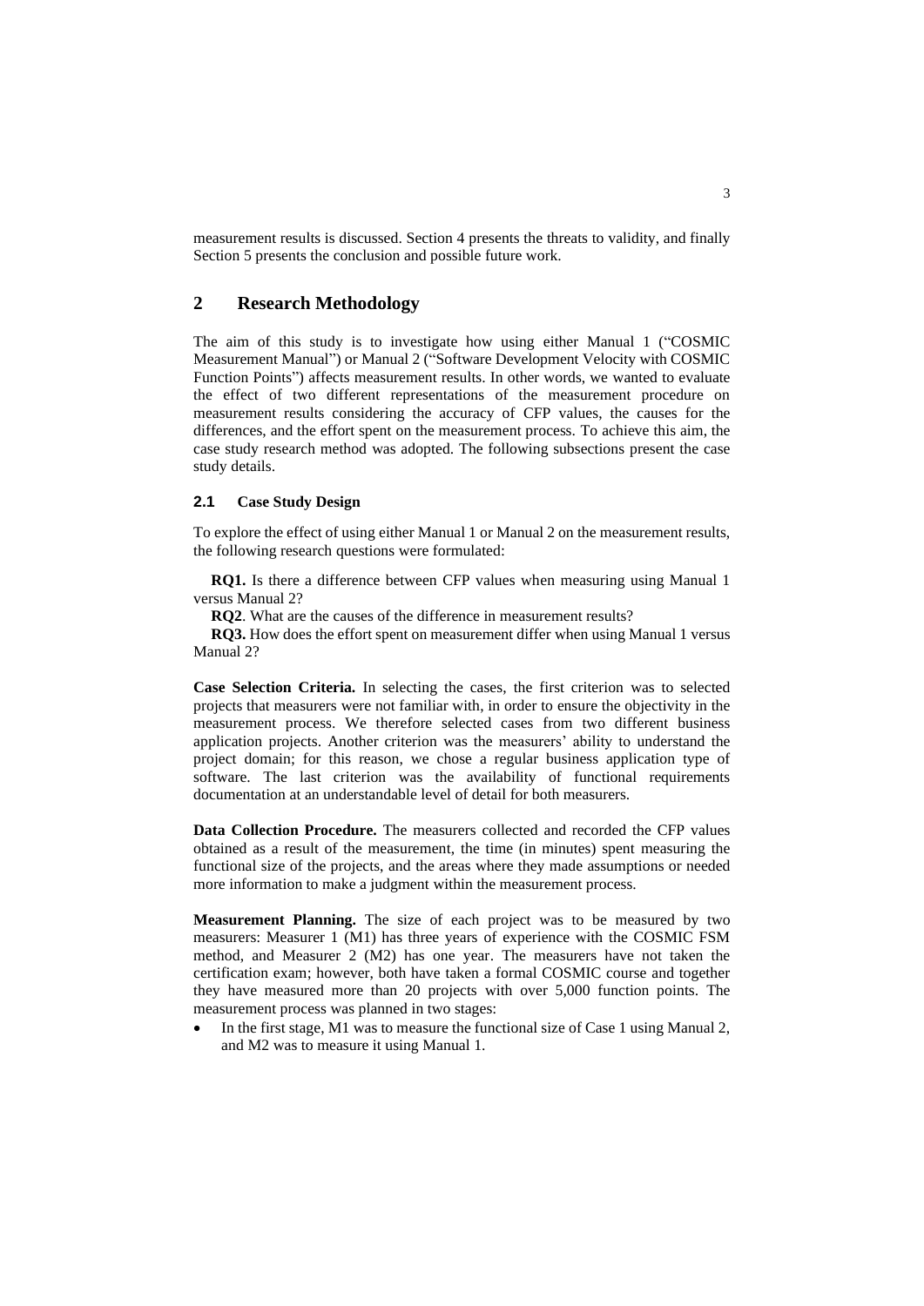measurement results is discussed. Section 4 presents the threats to validity, and finally Section 5 presents the conclusion and possible future work.

## 2 Research Methodology

The aim of this study is to investigate how using either Manual 1 ("COSMIC Measurement Manual") or Manual 2 ("Software Development Velocity with COSMIC Function Points") affects measurement results. In other words, we wanted to evaluate the effect of two different representations of the measurement procedure on measurement results considering the accuracy of CFP values, the causes for the differences, and the effort spent on the measurement process. To achieve this aim, the case study research method was adopted. The following subsections present the case study details.

### 2.1 Case Study Design

To explore the effect of using either Manual 1 or Manual 2 on the measurement results, the following research questions were formulated:

**RQ1.** Is there a difference between CFP values when measuring using Manual 1 versus Manual 2?

**RQ2**. What are the causes of the difference in measurement results?

**RQ3.** How does the effort spent on measurement differ when using Manual 1 versus Manual 2?

**Case Selection Criteria.** In selecting the cases, the first criterion was to selected projects that measurers were not familiar with, in order to ensure the objectivity in the measurement process. We therefore selected cases from two different business application projects. Another criterion was the measurers' ability to understand the project domain; for this reason, we chose a regular business application type of software. The last criterion was the availability of functional requirements documentation at an understandable level of detail for both measurers.

**Data Collection Procedure.** The measurers collected and recorded the CFP values obtained as a result of the measurement, the time (in minutes) spent measuring the functional size of the projects, and the areas where they made assumptions or needed more information to make a judgment within the measurement process.

**Measurement Planning.** The size of each project was to be measured by two measurers: Measurer 1 (M1) has three years of experience with the COSMIC FSM method, and Measurer 2 (M2) has one year. The measurers have not taken the certification exam; however, both have taken a formal COSMIC course and together they have measured more than 20 projects with over 5,000 function points. The measurement process was planned in two stages:

- In the first stage, M1 was to measure the functional size of Case 1 using Manual 2, and M2 was to measure it using Manual 1.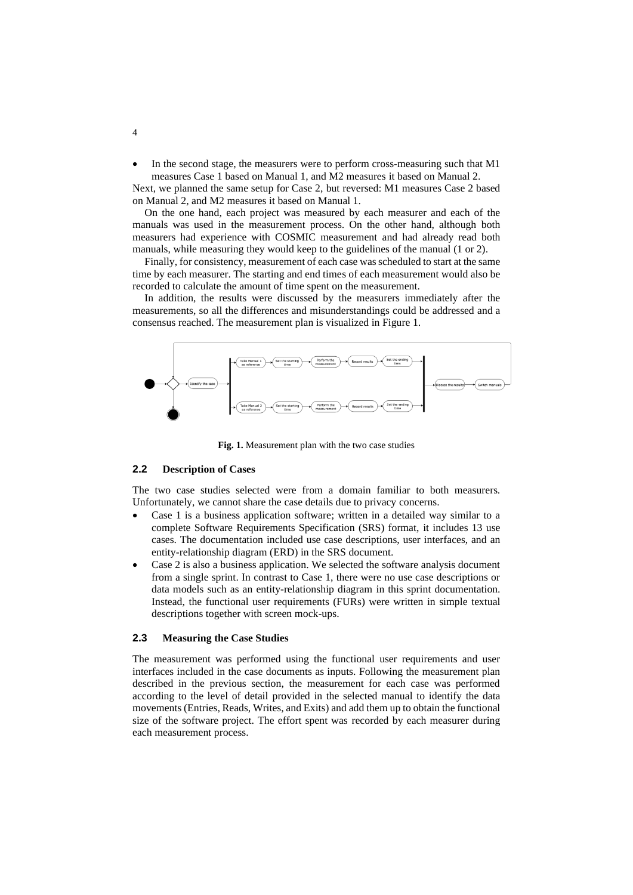- In the second stage, the measurers were to perform cross-measuring such that M1 measures Case 1 based on Manual 1, and M2 measures it based on Manual 2.

Next, we planned the same setup for Case 2, but reversed: M1 measures Case 2 based on Manual 2, and M2 measures it based on Manual 1.

On the one hand, each project was measured by each measurer and each of the manuals was used in the measurement process. On the other hand, although both measurers had experience with COSMIC measurement and had already read both manuals, while measuring they would keep to the guidelines of the manual (1 or 2).

Finally, for consistency, measurement of each case was scheduled to start at the same time by each measurer. The starting and end times of each measurement would also be recorded to calculate the amount of time spent on the measurement.

In addition, the results were discussed by the measurers immediately after the measurements, so all the differences and misunderstandings could be addressed and a consensus reached. The measurement plan is visualized in Figure 1.

**Fig. 1.** Measurement plan with the two case studies

### 2.2 Description of Cases

The two case studies selected were from a domain familiar to both measurers. Unfortunately, we cannot share the case details due to privacy concerns.

- Case 1 is a business application software; written in a detailed way similar to a complete Software Requirements Specification (SRS) format, it includes 13 use cases. The documentation included use case descriptions, user interfaces, and an entity-relationship diagram (ERD) in the SRS document.
- Case 2 is also a business application. We selected the software analysis document from a single sprint. In contrast to Case 1, there were no use case descriptions or data models such as an entity-relationship diagram in this sprint documentation. Instead, the functional user requirements (FURs) were written in simple textual descriptions together with screen mock-ups.

### 2.3 Measuring the Case Studies

The measurement was performed using the functional user requirements and user interfaces included in the case documents as inputs. Following the measurement plan described in the previous section, the measurement for each case was performed according to the level of detail provided in the selected manual to identify the data movements (Entries, Reads, Writes, and Exits) and add them up to obtain the functional size of the software project. The effort spent was recorded by each measurer during each measurement process.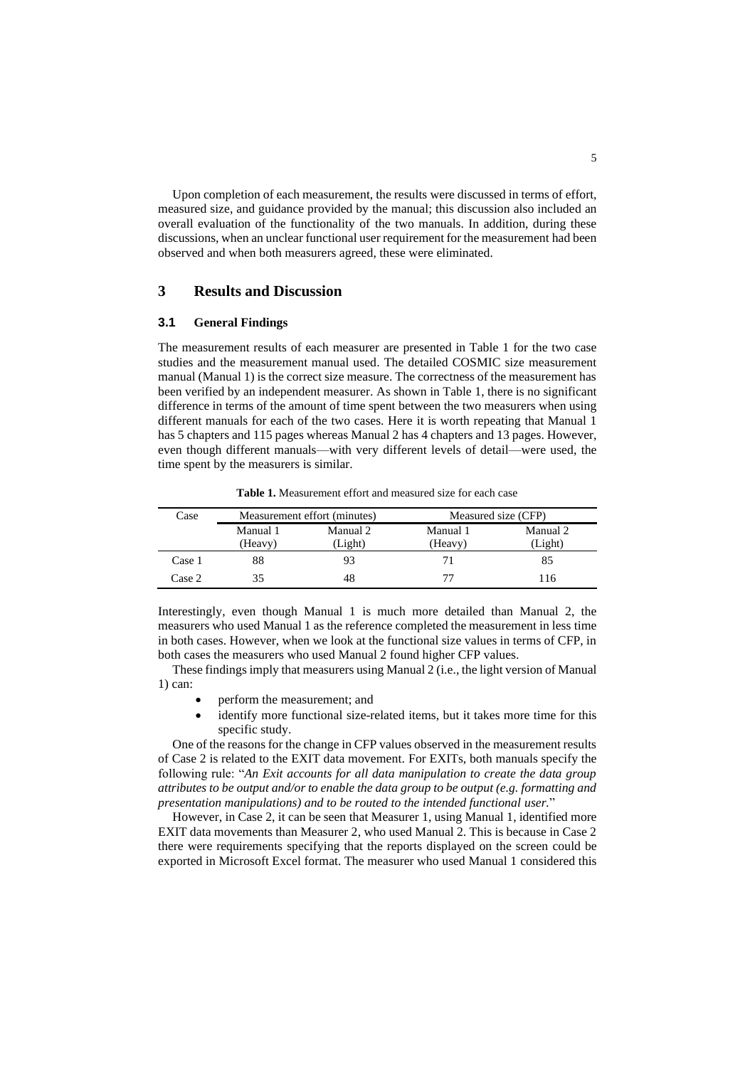Upon completion of each measurement, the results were discussed in terms of effort, measured size, and guidance provided by the manual; this discussion also included an overall evaluation of the functionality of the two manuals. In addition, during these discussions, when an unclear functional user requirement for the measurement had been observed and when both measurers agreed, these were eliminated.

## 3 Results and Discussion

### 3.1 General Findings

The measurement results of each measurer are presented in Table 1 for the two case studies and the measurement manual used. The detailed COSMIC size measurement manual (Manual 1) is the correct size measure. The correctness of the measurement has been verified by an independent measurer. As shown in Table 1, there is no significant difference in terms of the amount of time spent between the two measurers when using different manuals for each of the two cases. Here it is worth repeating that Manual 1 has 5 chapters and 115 pages whereas Manual 2 has 4 chapters and 13 pages. However, even though different manuals—with very different levels of detail—were used, the time spent by the measurers is similar.

**Table 1.** Measurement effort and measured size for each case

| Case | Measurement effort (minutes) | | Measured size (CFP) | |
|---|---|---|---|---|
| | Manual 1 (Heavy) | Manual 2 (Light) | Manual 1 (Heavy) | Manual 2 (Light) |
| Case 1 | 88 | 93 | 71 | 85 |
| Case 2 | 35 | 48 | 77 | 116 |

Interestingly, even though Manual 1 is much more detailed than Manual 2, the measurers who used Manual 1 as the reference completed the measurement in less time in both cases. However, when we look at the functional size values in terms of CFP, in both cases the measurers who used Manual 2 found higher CFP values.

These findings imply that measurers using Manual 2 (i.e., the light version of Manual 1) can:

- perform the measurement; and
- identify more functional size-related items, but it takes more time for this specific study.

One of the reasons for the change in CFP values observed in the measurement results of Case 2 is related to the EXIT data movement. For EXITs, both manuals specify the following rule: "*An Exit accounts for all data manipulation to create the data group attributes to be output and/or to enable the data group to be output (e.g. formatting and presentation manipulations) and to be routed to the intended functional user.*"

However, in Case 2, it can be seen that Measurer 1, using Manual 1, identified more EXIT data movements than Measurer 2, who used Manual 2. This is because in Case 2 there were requirements specifying that the reports displayed on the screen could be exported in Microsoft Excel format. The measurer who used Manual 1 considered this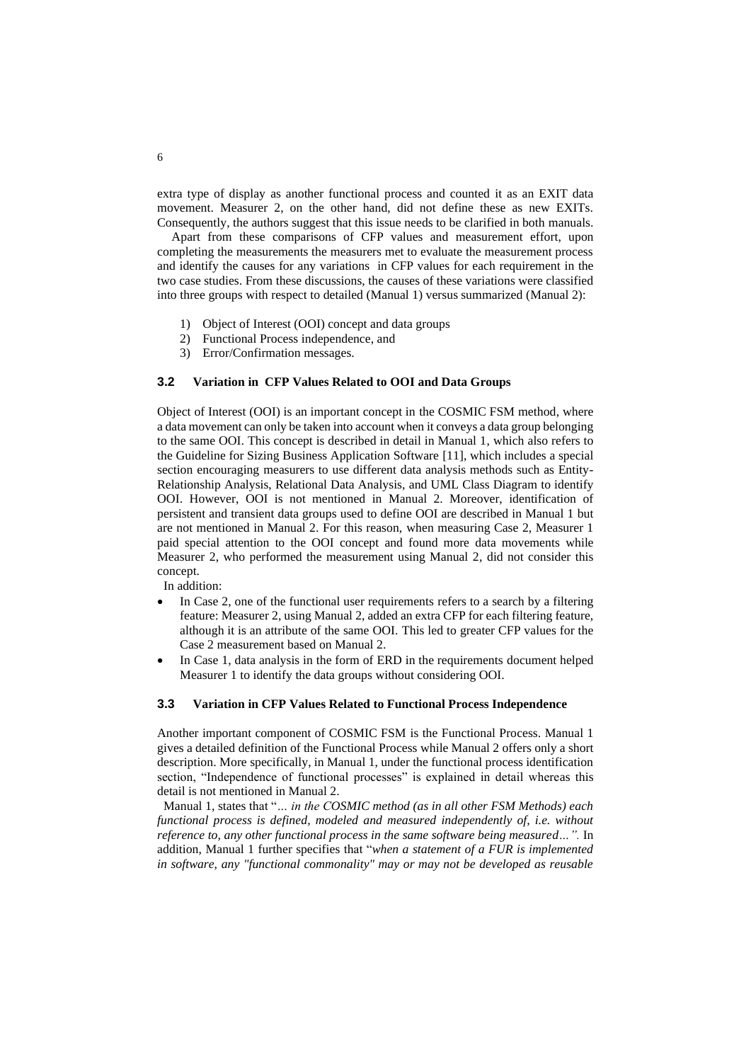extra type of display as another functional process and counted it as an EXIT data movement. Measurer 2, on the other hand, did not define these as new EXITs. Consequently, the authors suggest that this issue needs to be clarified in both manuals.

Apart from these comparisons of CFP values and measurement effort, upon completing the measurements the measurers met to evaluate the measurement process and identify the causes for any variations in CFP values for each requirement in the two case studies. From these discussions, the causes of these variations were classified into three groups with respect to detailed (Manual 1) versus summarized (Manual 2):

1) Object of Interest (OOI) concept and data groups
2) Functional Process independence, and
3) Error/Confirmation messages.

### 3.2 Variation in CFP Values Related to OOI and Data Groups

Object of Interest (OOI) is an important concept in the COSMIC FSM method, where a data movement can only be taken into account when it conveys a data group belonging to the same OOI. This concept is described in detail in Manual 1, which also refers to the Guideline for Sizing Business Application Software [11], which includes a special section encouraging measurers to use different data analysis methods such as Entity-Relationship Analysis, Relational Data Analysis, and UML Class Diagram to identify OOI. However, OOI is not mentioned in Manual 2. Moreover, identification of persistent and transient data groups used to define OOI are described in Manual 1 but are not mentioned in Manual 2. For this reason, when measuring Case 2, Measurer 1 paid special attention to the OOI concept and found more data movements while Measurer 2, who performed the measurement using Manual 2, did not consider this concept.

In addition:

- In Case 2, one of the functional user requirements refers to a search by a filtering feature: Measurer 2, using Manual 2, added an extra CFP for each filtering feature, although it is an attribute of the same OOI. This led to greater CFP values for the Case 2 measurement based on Manual 2.
- In Case 1, data analysis in the form of ERD in the requirements document helped Measurer 1 to identify the data groups without considering OOI.

### 3.3 Variation in CFP Values Related to Functional Process Independence

Another important component of COSMIC FSM is the Functional Process. Manual 1 gives a detailed definition of the Functional Process while Manual 2 offers only a short description. More specifically, in Manual 1, under the functional process identification section, "Independence of functional processes" is explained in detail whereas this detail is not mentioned in Manual 2.

Manual 1, states that "*… in the COSMIC method (as in all other FSM Methods) each functional process is defined, modeled and measured independently of, i.e. without reference to, any other functional process in the same software being measured…".* In addition, Manual 1 further specifies that "*when a statement of a FUR is implemented in software, any "functional commonality" may or may not be developed as reusable*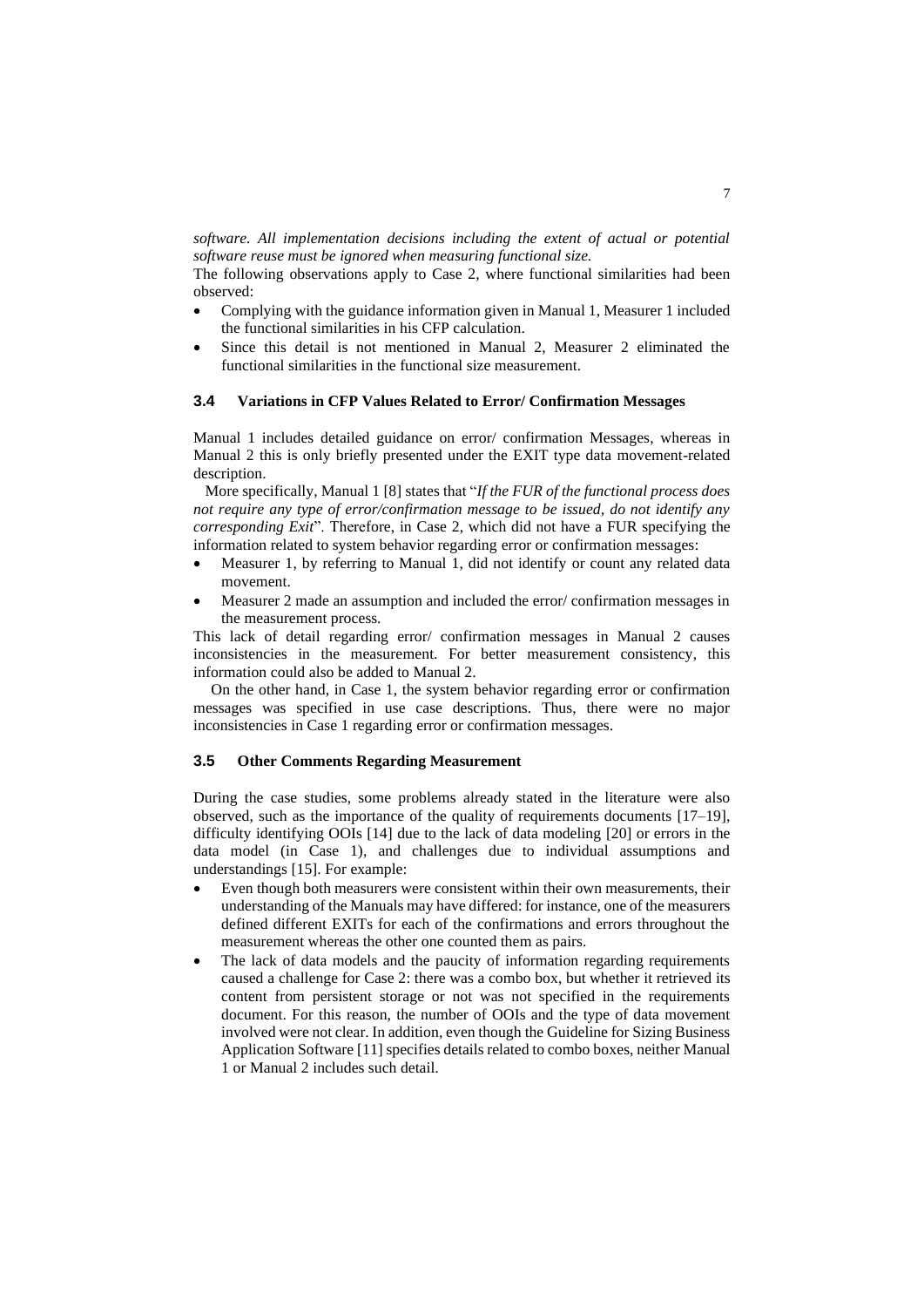*software. All implementation decisions including the extent of actual or potential software reuse must be ignored when measuring functional size.*

The following observations apply to Case 2, where functional similarities had been observed:

- Complying with the guidance information given in Manual 1, Measurer 1 included the functional similarities in his CFP calculation.
- Since this detail is not mentioned in Manual 2, Measurer 2 eliminated the functional similarities in the functional size measurement.

### 3.4 Variations in CFP Values Related to Error/ Confirmation Messages

Manual 1 includes detailed guidance on error/ confirmation Messages, whereas in Manual 2 this is only briefly presented under the EXIT type data movement-related description.

More specifically, Manual 1 [8] states that "*If the FUR of the functional process does not require any type of error/confirmation message to be issued, do not identify any corresponding Exit*". Therefore, in Case 2, which did not have a FUR specifying the information related to system behavior regarding error or confirmation messages:

- Measurer 1, by referring to Manual 1, did not identify or count any related data movement.
- Measurer 2 made an assumption and included the error/ confirmation messages in the measurement process.

This lack of detail regarding error/ confirmation messages in Manual 2 causes inconsistencies in the measurement. For better measurement consistency, this information could also be added to Manual 2.

On the other hand, in Case 1, the system behavior regarding error or confirmation messages was specified in use case descriptions. Thus, there were no major inconsistencies in Case 1 regarding error or confirmation messages.

### 3.5 Other Comments Regarding Measurement

During the case studies, some problems already stated in the literature were also observed, such as the importance of the quality of requirements documents [17–19], difficulty identifying OOIs [14] due to the lack of data modeling [20] or errors in the data model (in Case 1), and challenges due to individual assumptions and understandings [15]. For example:

- Even though both measurers were consistent within their own measurements, their understanding of the Manuals may have differed: for instance, one of the measurers defined different EXITs for each of the confirmations and errors throughout the measurement whereas the other one counted them as pairs.
- The lack of data models and the paucity of information regarding requirements caused a challenge for Case 2: there was a combo box, but whether it retrieved its content from persistent storage or not was not specified in the requirements document. For this reason, the number of OOIs and the type of data movement involved were not clear. In addition, even though the Guideline for Sizing Business Application Software [11] specifies details related to combo boxes, neither Manual 1 or Manual 2 includes such detail.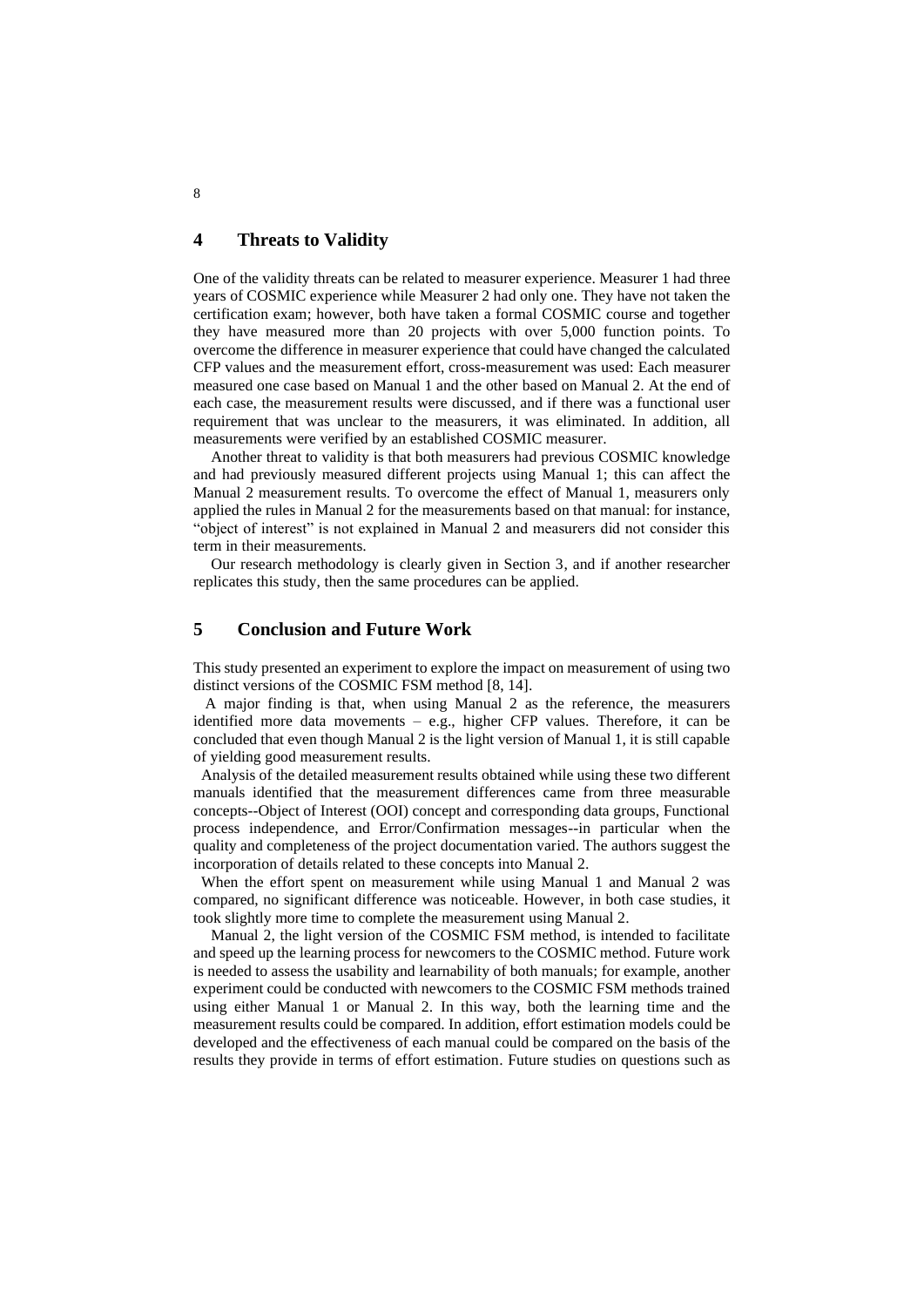## 4 Threats to Validity

One of the validity threats can be related to measurer experience. Measurer 1 had three years of COSMIC experience while Measurer 2 had only one. They have not taken the certification exam; however, both have taken a formal COSMIC course and together they have measured more than 20 projects with over 5,000 function points. To overcome the difference in measurer experience that could have changed the calculated CFP values and the measurement effort, cross-measurement was used: Each measurer measured one case based on Manual 1 and the other based on Manual 2. At the end of each case, the measurement results were discussed, and if there was a functional user requirement that was unclear to the measurers, it was eliminated. In addition, all measurements were verified by an established COSMIC measurer.

Another threat to validity is that both measurers had previous COSMIC knowledge and had previously measured different projects using Manual 1; this can affect the Manual 2 measurement results. To overcome the effect of Manual 1, measurers only applied the rules in Manual 2 for the measurements based on that manual: for instance, "object of interest" is not explained in Manual 2 and measurers did not consider this term in their measurements.

Our research methodology is clearly given in Section 3, and if another researcher replicates this study, then the same procedures can be applied.

## 5 Conclusion and Future Work

This study presented an experiment to explore the impact on measurement of using two distinct versions of the COSMIC FSM method [8, 14].

A major finding is that, when using Manual 2 as the reference, the measurers identified more data movements – e.g., higher CFP values. Therefore, it can be concluded that even though Manual 2 is the light version of Manual 1, it is still capable of yielding good measurement results.

Analysis of the detailed measurement results obtained while using these two different manuals identified that the measurement differences came from three measurable concepts--Object of Interest (OOI) concept and corresponding data groups, Functional process independence, and Error/Confirmation messages--in particular when the quality and completeness of the project documentation varied. The authors suggest the incorporation of details related to these concepts into Manual 2.

When the effort spent on measurement while using Manual 1 and Manual 2 was compared, no significant difference was noticeable. However, in both case studies, it took slightly more time to complete the measurement using Manual 2.

Manual 2, the light version of the COSMIC FSM method, is intended to facilitate and speed up the learning process for newcomers to the COSMIC method. Future work is needed to assess the usability and learnability of both manuals; for example, another experiment could be conducted with newcomers to the COSMIC FSM methods trained using either Manual 1 or Manual 2. In this way, both the learning time and the measurement results could be compared. In addition, effort estimation models could be developed and the effectiveness of each manual could be compared on the basis of the results they provide in terms of effort estimation. Future studies on questions such as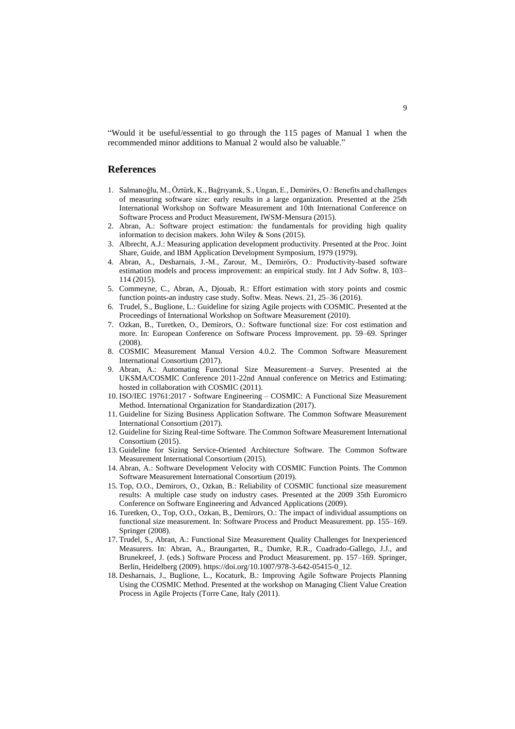"Would it be useful/essential to go through the 115 pages of Manual 1 when the recommended minor additions to Manual 2 would also be valuable."

## References

1. Salmanoğlu, M., Öztürk, K., Bağrıyanık, S., Ungan, E., Demirörs, O.: Benefits and challenges of measuring software size: early results in a large organization. Presented at the 25th International Workshop on Software Measurement and 10th International Conference on Software Process and Product Measurement, IWSM-Mensura (2015).
2. Abran, A.: Software project estimation: the fundamentals for providing high quality information to decision makers. John Wiley & Sons (2015).
3. Albrecht, A.J.: Measuring application development productivity. Presented at the Proc. Joint Share, Guide, and IBM Application Development Symposium, 1979 (1979).
4. Abran, A., Desharnais, J.-M., Zarour, M., Demirörs, O.: Productivity-based software estimation models and process improvement: an empirical study. Int J Adv Softw. 8, 103–114 (2015).
5. Commeyne, C., Abran, A., Djouab, R.: Effort estimation with story points and cosmic function points-an industry case study. Softw. Meas. News. 21, 25–36 (2016).
6. Trudel, S., Buglione, L.: Guideline for sizing Agile projects with COSMIC. Presented at the Proceedings of International Workshop on Software Measurement (2010).
7. Ozkan, B., Turetken, O., Demirors, O.: Software functional size: For cost estimation and more. In: European Conference on Software Process Improvement. pp. 59–69. Springer (2008).
8. COSMIC Measurement Manual Version 4.0.2. The Common Software Measurement International Consortium (2017).
9. Abran, A.: Automating Functional Size Measurement–a Survey. Presented at the UKSMA/COSMIC Conference 2011-22nd Annual conference on Metrics and Estimating: hosted in collaboration with COSMIC (2011).
10. ISO/IEC 19761:2017 - Software Engineering – COSMIC: A Functional Size Measurement Method. International Organization for Standardization (2017).
11. Guideline for Sizing Business Application Software. The Common Software Measurement International Consortium (2017).
12. Guideline for Sizing Real-time Software. The Common Software Measurement International Consortium (2015).
13. Guideline for Sizing Service-Oriented Architecture Software. The Common Software Measurement International Consortium (2015).
14. Abran, A.: Software Development Velocity with COSMIC Function Points. The Common Software Measurement International Consortium (2019).
15. Top, O.O., Demirors, O., Ozkan, B.: Reliability of COSMIC functional size measurement results: A multiple case study on industry cases. Presented at the 2009 35th Euromicro Conference on Software Engineering and Advanced Applications (2009).
16. Turetken, O., Top, O.O., Ozkan, B., Demirors, O.: The impact of individual assumptions on functional size measurement. In: Software Process and Product Measurement. pp. 155–169. Springer (2008).
17. Trudel, S., Abran, A.: Functional Size Measurement Quality Challenges for Inexperienced Measurers. In: Abran, A., Braungarten, R., Dumke, R.R., Cuadrado-Gallego, J.J., and Brunekreef, J. (eds.) Software Process and Product Measurement. pp. 157–169. Springer, Berlin, Heidelberg (2009). https://doi.org/10.1007/978-3-642-05415-0_12.
18. Desharnais, J., Buglione, L., Kocaturk, B.: Improving Agile Software Projects Planning Using the COSMIC Method. Presented at the workshop on Managing Client Value Creation Process in Agile Projects (Torre Cane, Italy (2011).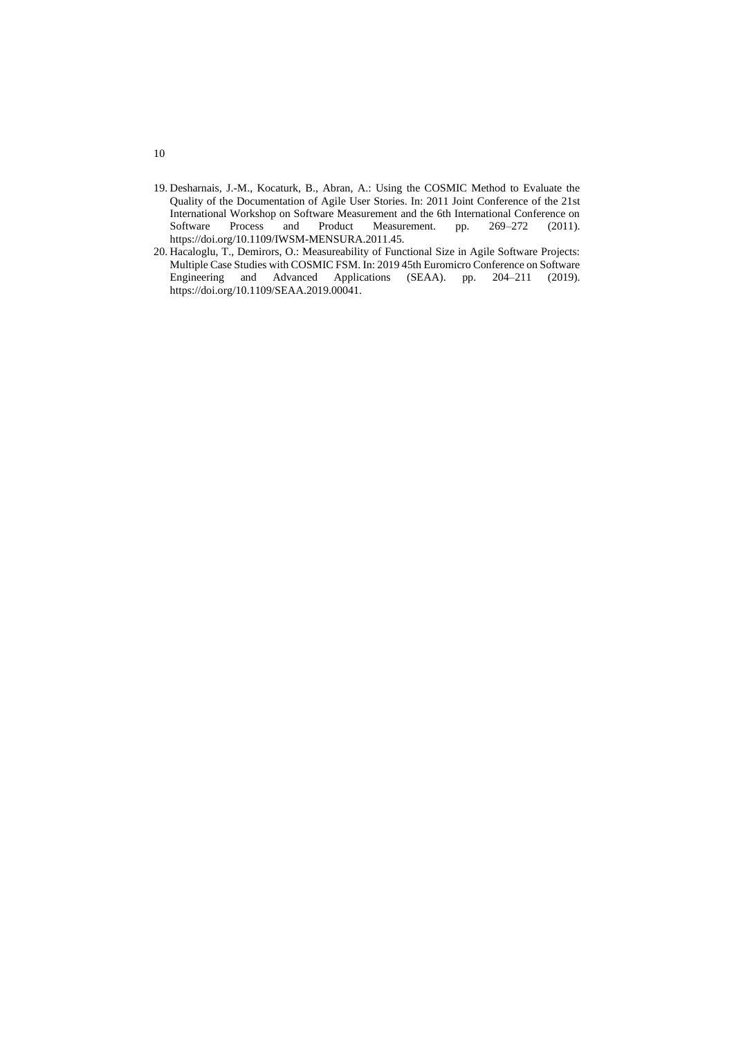19. Desharnais, J.-M., Kocaturk, B., Abran, A.: Using the COSMIC Method to Evaluate the Quality of the Documentation of Agile User Stories. In: 2011 Joint Conference of the 21st International Workshop on Software Measurement and the 6th International Conference on Software Process and Product Measurement. pp. 269–272 (2011). https://doi.org/10.1109/IWSM-MENSURA.2011.45.
20. Hacaloglu, T., Demirors, O.: Measureability of Functional Size in Agile Software Projects: Multiple Case Studies with COSMIC FSM. In: 2019 45th Euromicro Conference on Software Engineering and Advanced Applications (SEAA). pp. 204–211 (2019). https://doi.org/10.1109/SEAA.2019.00041.